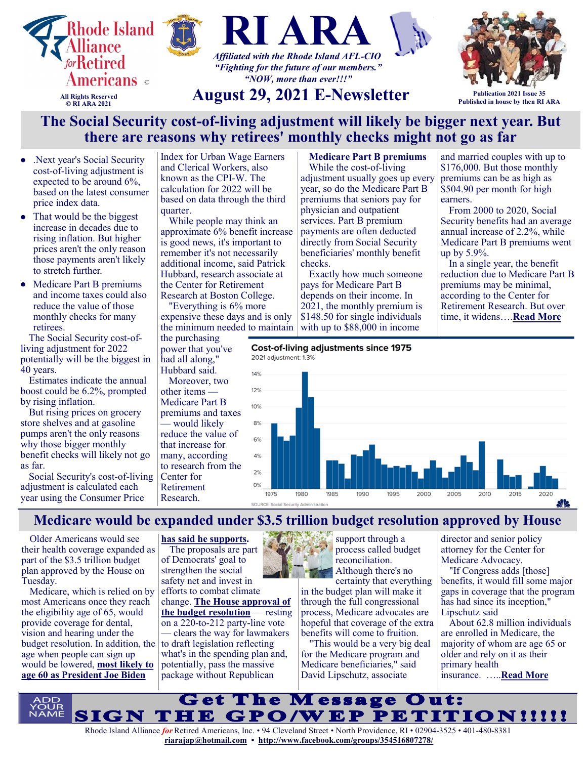Rhode Island Alliance *for* Retired Americans ©

All Rights Reserved
© RI ARA 2021

# RI ARA

*Affiliated with the Rhode Island AFL-CIO*
*"Fighting for the future of our members."*
*"NOW, more than ever!!!"*

## August 29, 2021 E-Newsletter

Publication 2021 Issue 35
Published in house by then RI ARA

## The Social Security cost-of-living adjustment will likely be bigger next year. But there are reasons why retirees' monthly checks might not go as far

- .Next year's Social Security cost-of-living adjustment is expected to be around 6%, based on the latest consumer price index data.
- That would be the biggest increase in decades due to rising inflation. But higher prices aren't the only reason those payments aren't likely to stretch further.
- Medicare Part B premiums and income taxes could also reduce the value of those monthly checks for many retirees.

The Social Security cost-of-living adjustment for 2022 potentially will be the biggest in 40 years.

Estimates indicate the annual boost could be 6.2%, prompted by rising inflation.

But rising prices on grocery store shelves and at gasoline pumps aren't the only reasons why those bigger monthly benefit checks will likely not go as far.

Social Security's cost-of-living adjustment is calculated each year using the Consumer Price Index for Urban Wage Earners and Clerical Workers, also known as the CPI-W. The calculation for 2022 will be based on data through the third quarter.

While people may think an approximate 6% benefit increase is good news, it's important to remember it's not necessarily additional income, said Patrick Hubbard, research associate at the Center for Retirement Research at Boston College.

"Everything is 6% more expensive these days and is only the minimum needed to maintain the purchasing power that you've had all along," Hubbard said.

Moreover, two other items — Medicare Part B premiums and taxes — would likely reduce the value of that increase for many, according to research from the Center for Retirement Research.

**Medicare Part B premiums**

While the cost-of-living adjustment usually goes up every year, so do the Medicare Part B premiums that seniors pay for physician and outpatient services. Part B premium payments are often deducted directly from Social Security beneficiaries' monthly benefit checks.

Exactly how much someone pays for Medicare Part B depends on their income. In 2021, the monthly premium is $148.50 for single individuals with up to $88,000 in income and married couples with up to $176,000. But those monthly premiums can be as high as $504.90 per month for high earners.

From 2000 to 2020, Social Security benefits had an average annual increase of 2.2%, while Medicare Part B premiums went up by 5.9%.

In a single year, the benefit reduction due to Medicare Part B premiums may be minimal, according to the Center for Retirement Research. But over time, it widens….**Read More**

**Cost-of-living adjustments since 1975**
2021 adjustment: 1.3%

SOURCE: Social Security Administration

## Medicare would be expanded under $3.5 trillion budget resolution approved by House

Older Americans would see their health coverage expanded as part of the $3.5 trillion budget plan approved by the House on Tuesday.

Medicare, which is relied on by most Americans once they reach the eligibility age of 65, would provide coverage for dental, vision and hearing under the budget resolution. In addition, the age when people can sign up would be lowered, **most likely to age 60 as President Joe Biden has said he supports.**

The proposals are part of Democrats' goal to strengthen the social safety net and invest in efforts to combat climate change. **The House approval of the budget resolution** — resting on a 220-to-212 party-line vote — clears the way for lawmakers to draft legislation reflecting what's in the spending plan and, potentially, pass the massive package without Republican support through a process called budget reconciliation.

Although there's no certainty that everything in the budget plan will make it through the full congressional process, Medicare advocates are hopeful that coverage of the extra benefits will come to fruition.

"This would be a very big deal for the Medicare program and Medicare beneficiaries," said David Lipschutz, associate director and senior policy attorney for the Center for Medicare Advocacy.

"If Congress adds [those] benefits, it would fill some major gaps in coverage that the program has had since its inception," Lipschutz said

About 62.8 million individuals are enrolled in Medicare, the majority of whom are age 65 or older and rely on it as their primary health insurance. …..**Read More**

ADD YOUR NAME

**Get The Message Out:**
**SIGN THE GPO/WEP PETITION!!!!!**

Rhode Island Alliance *for* Retired Americans, Inc. • 94 Cleveland Street • North Providence, RI • 02904-3525 • 401-480-8381
**riarajap@hotmail.com • http://www.facebook.com/groups/354516807278/**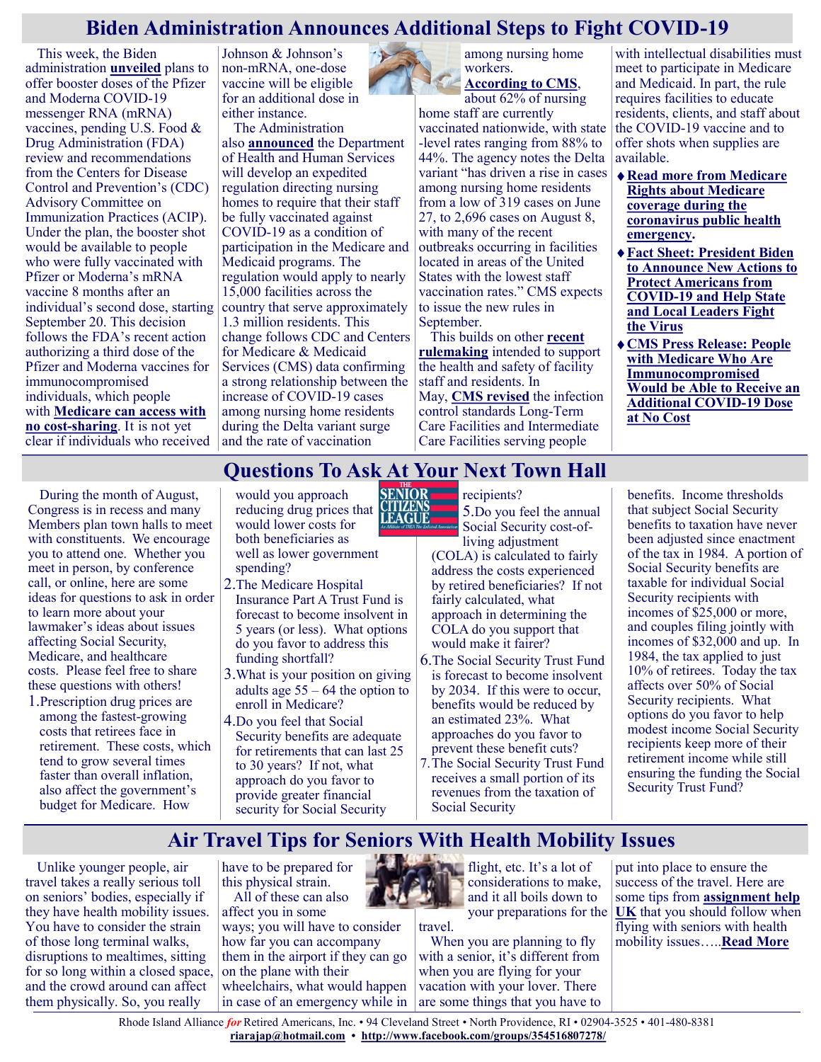# Biden Administration Announces Additional Steps to Fight COVID-19

This week, the Biden administration **unveiled** plans to offer booster doses of the Pfizer and Moderna COVID-19 messenger RNA (mRNA) vaccines, pending U.S. Food & Drug Administration (FDA) review and recommendations from the Centers for Disease Control and Prevention's (CDC) Advisory Committee on Immunization Practices (ACIP). Under the plan, the booster shot would be available to people who were fully vaccinated with Pfizer or Moderna's mRNA vaccine 8 months after an individual's second dose, starting September 20. This decision follows the FDA's recent action authorizing a third dose of the Pfizer and Moderna vaccines for immunocompromised individuals, which people with **Medicare can access with no cost-sharing**. It is not yet clear if individuals who received Johnson & Johnson's non-mRNA, one-dose vaccine will be eligible for an additional dose in either instance.

The Administration also **announced** the Department of Health and Human Services will develop an expedited regulation directing nursing homes to require that their staff be fully vaccinated against COVID-19 as a condition of participation in the Medicare and Medicaid programs. The regulation would apply to nearly 15,000 facilities across the country that serve approximately 1.3 million residents. This change follows CDC and Centers for Medicare & Medicaid Services (CMS) data confirming a strong relationship between the increase of COVID-19 cases among nursing home residents during the Delta variant surge and the rate of vaccination among nursing home workers.

**According to CMS**, about 62% of nursing home staff are currently vaccinated nationwide, with state-level rates ranging from 88% to 44%. The agency notes the Delta variant "has driven a rise in cases among nursing home residents from a low of 319 cases on June 27, to 2,696 cases on August 8, with many of the recent outbreaks occurring in facilities located in areas of the United States with the lowest staff vaccination rates." CMS expects to issue the new rules in September.

This builds on other **recent rulemaking** intended to support the health and safety of facility staff and residents. In May, **CMS revised** the infection control standards Long-Term Care Facilities and Intermediate Care Facilities serving people with intellectual disabilities must meet to participate in Medicare and Medicaid. In part, the rule requires facilities to educate residents, clients, and staff about the COVID-19 vaccine and to offer shots when supplies are available.

- **Read more from Medicare Rights about Medicare coverage during the coronavirus public health emergency.**
- **Fact Sheet: President Biden to Announce New Actions to Protect Americans from COVID-19 and Help State and Local Leaders Fight the Virus**
- **CMS Press Release: People with Medicare Who Are Immunocompromised Would be Able to Receive an Additional COVID-19 Dose at No Cost**

# Questions To Ask At Your Next Town Hall

During the month of August, Congress is in recess and many Members plan town halls to meet with constituents. We encourage you to attend one. Whether you meet in person, by conference call, or online, here are some ideas for questions to ask in order to learn more about your lawmaker's ideas about issues affecting Social Security, Medicare, and healthcare costs. Please feel free to share these questions with others!

1. Prescription drug prices are among the fastest-growing costs that retirees face in retirement. These costs, which tend to grow several times faster than overall inflation, also affect the government's budget for Medicare. How would you approach reducing drug prices that would lower costs for both beneficiaries as well as lower government spending?
2. The Medicare Hospital Insurance Part A Trust Fund is forecast to become insolvent in 5 years (or less). What options do you favor to address this funding shortfall?
3. What is your position on giving adults age 55 – 64 the option to enroll in Medicare?
4. Do you feel that Social Security benefits are adequate for retirements that can last 25 to 30 years? If not, what approach do you favor to provide greater financial security for Social Security recipients?
5. Do you feel the annual Social Security cost-of-living adjustment (COLA) is calculated to fairly address the costs experienced by retired beneficiaries? If not fairly calculated, what approach in determining the COLA do you support that would make it fairer?
6. The Social Security Trust Fund is forecast to become insolvent by 2034. If this were to occur, benefits would be reduced by an estimated 23%. What approaches do you favor to prevent these benefit cuts?
7. The Social Security Trust Fund receives a small portion of its revenues from the taxation of Social Security benefits. Income thresholds that subject Social Security benefits to taxation have never been adjusted since enactment of the tax in 1984. A portion of Social Security benefits are taxable for individual Social Security recipients with incomes of $25,000 or more, and couples filing jointly with incomes of $32,000 and up. In 1984, the tax applied to just 10% of retirees. Today the tax affects over 50% of Social Security recipients. What options do you favor to help modest income Social Security recipients keep more of their retirement income while still ensuring the funding the Social Security Trust Fund?

# Air Travel Tips for Seniors With Health Mobility Issues

Unlike younger people, air travel takes a really serious toll on seniors' bodies, especially if they have health mobility issues. You have to consider the strain of those long terminal walks, disruptions to mealtimes, sitting for so long within a closed space, and the crowd around can affect them physically. So, you really have to be prepared for this physical strain.

All of these can also affect you in some ways; you will have to consider how far you can accompany them in the airport if they can go on the plane with their wheelchairs, what would happen in case of an emergency while in flight, etc. It's a lot of considerations to make, and it all boils down to your preparations for the travel.

When you are planning to fly with a senior, it's different from when you are flying for your vacation with your lover. There are some things that you have to put into place to ensure the success of the travel. Here are some tips from **assignment help UK** that you should follow when flying with seniors with health mobility issues…..**Read More**

Rhode Island Alliance *for* Retired Americans, Inc. • 94 Cleveland Street • North Providence, RI • 02904-3525 • 401-480-8381
**riarajap@hotmail.com** • **http://www.facebook.com/groups/354516807278/**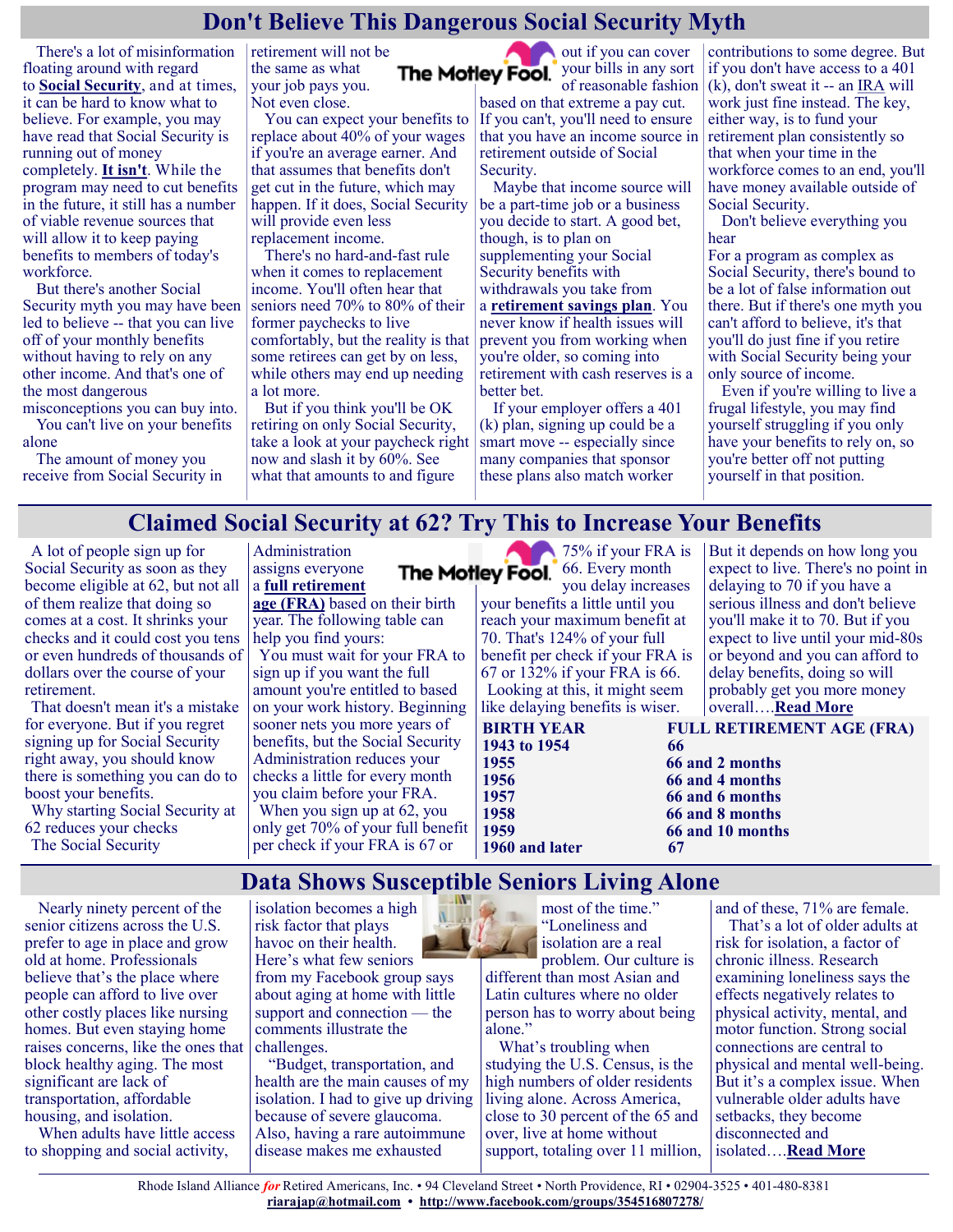# Don't Believe This Dangerous Social Security Myth

There's a lot of misinformation floating around with regard to **Social Security**, and at times, it can be hard to know what to believe. For example, you may have read that Social Security is running out of money completely. **It isn't**. While the program may need to cut benefits in the future, it still has a number of viable revenue sources that will allow it to keep paying benefits to members of today's workforce.

But there's another Social Security myth you may have been led to believe -- that you can live off of your monthly benefits without having to rely on any other income. And that's one of the most dangerous misconceptions you can buy into.

You can't live on your benefits alone

The amount of money you receive from Social Security in retirement will not be the same as what your job pays you. Not even close.

You can expect your benefits to replace about 40% of your wages if you're an average earner. And that assumes that benefits don't get cut in the future, which may happen. If it does, Social Security will provide even less replacement income.

There's no hard-and-fast rule when it comes to replacement income. You'll often hear that seniors need 70% to 80% of their former paychecks to live comfortably, but the reality is that some retirees can get by on less, while others may end up needing a lot more.

But if you think you'll be OK retiring on only Social Security, take a look at your paycheck right now and slash it by 60%. See what that amounts to and figure out if you can cover your bills in any sort of reasonable fashion based on that extreme a pay cut. If you can't, you'll need to ensure that you have an income source in retirement outside of Social Security.

Maybe that income source will be a part-time job or a business you decide to start. A good bet, though, is to plan on supplementing your Social Security benefits with withdrawals you take from a **retirement savings plan**. You never know if health issues will prevent you from working when you're older, so coming into retirement with cash reserves is a better bet.

If your employer offers a 401 (k) plan, signing up could be a smart move -- especially since many companies that sponsor these plans also match worker contributions to some degree. But if you don't have access to a 401 (k), don't sweat it -- an IRA will work just fine instead. The key, either way, is to fund your retirement plan consistently so that when your time in the workforce comes to an end, you'll have money available outside of Social Security.

Don't believe everything you hear

For a program as complex as Social Security, there's bound to be a lot of false information out there. But if there's one myth you can't afford to believe, it's that you'll do just fine if you retire with Social Security being your only source of income.

Even if you're willing to live a frugal lifestyle, you may find yourself struggling if you only have your benefits to rely on, so you're better off not putting yourself in that position.

# Claimed Social Security at 62? Try This to Increase Your Benefits

A lot of people sign up for Social Security as soon as they become eligible at 62, but not all of them realize that doing so comes at a cost. It shrinks your checks and it could cost you tens or even hundreds of thousands of dollars over the course of your retirement.

That doesn't mean it's a mistake for everyone. But if you regret signing up for Social Security right away, you should know there is something you can do to boost your benefits.

Why starting Social Security at 62 reduces your checks

The Social Security Administration assigns everyone a **full retirement age (FRA)** based on their birth year. The following table can help you find yours:

| BIRTH YEAR | FULL RETIREMENT AGE (FRA) |
|---|---|
| 1943 to 1954 | 66 |
| 1955 | 66 and 2 months |
| 1956 | 66 and 4 months |
| 1957 | 66 and 6 months |
| 1958 | 66 and 8 months |
| 1959 | 66 and 10 months |
| 1960 and later | 67 |

You must wait for your FRA to sign up if you want the full amount you're entitled to based on your work history. Beginning sooner nets you more years of benefits, but the Social Security Administration reduces your checks a little for every month you claim before your FRA.

When you sign up at 62, you only get 70% of your full benefit per check if your FRA is 67 or 75% if your FRA is 66. Every month you delay increases your benefits a little until you reach your maximum benefit at 70. That's 124% of your full benefit per check if your FRA is 67 or 132% if your FRA is 66.

Looking at this, it might seem like delaying benefits is wiser. But it depends on how long you expect to live. There's no point in delaying to 70 if you have a serious illness and don't believe you'll make it to 70. But if you expect to live until your mid-80s or beyond and you can afford to delay benefits, doing so will probably get you more money overall….**Read More**

# Data Shows Susceptible Seniors Living Alone

Nearly ninety percent of the senior citizens across the U.S. prefer to age in place and grow old at home. Professionals believe that's the place where people can afford to live over other costly places like nursing homes. But even staying home raises concerns, like the ones that block healthy aging. The most significant are lack of transportation, affordable housing, and isolation.

When adults have little access to shopping and social activity, isolation becomes a high risk factor that plays havoc on their health. Here's what few seniors from my Facebook group says about aging at home with little support and connection — the comments illustrate the challenges.

"Budget, transportation, and health are the main causes of my isolation. I had to give up driving because of severe glaucoma. Also, having a rare autoimmune disease makes me exhausted most of the time."

"Loneliness and isolation are a real problem. Our culture is different than most Asian and Latin cultures where no older person has to worry about being alone."

What's troubling when studying the U.S. Census, is the high numbers of older residents living alone. Across America, close to 30 percent of the 65 and over, live at home without support, totaling over 11 million, and of these, 71% are female.

That's a lot of older adults at risk for isolation, a factor of chronic illness. Research examining loneliness says the effects negatively relates to physical activity, mental, and motor function. Strong social connections are central to physical and mental well-being. But it's a complex issue. When vulnerable older adults have setbacks, they become disconnected and isolated….**Read More**

Rhode Island Alliance *for* Retired Americans, Inc. • 94 Cleveland Street • North Providence, RI • 02904-3525 • 401-480-8381
**riarajap@hotmail.com** • **http://www.facebook.com/groups/354516807278/**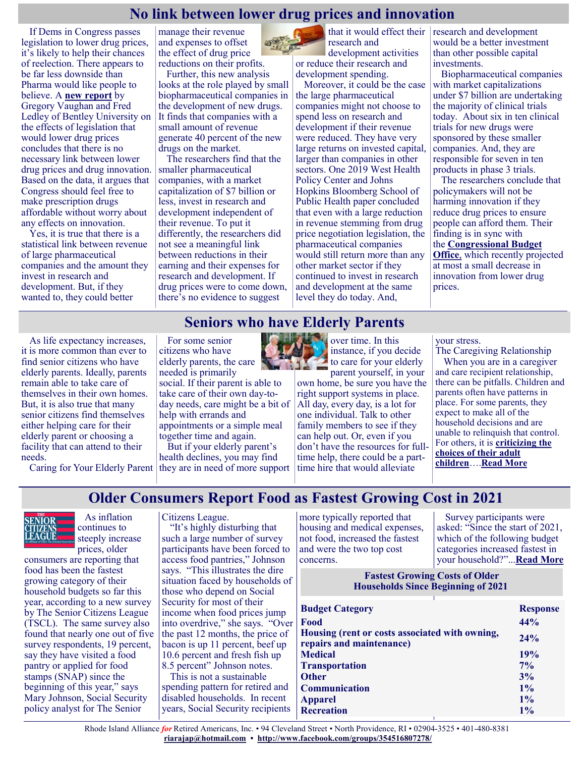## No link between lower drug prices and innovation

If Dems in Congress passes legislation to lower drug prices, it's likely to help their chances of reelection. There appears to be far less downside than Pharma would like people to believe. A **new report** by Gregory Vaughan and Fred Ledley of Bentley University on the effects of legislation that would lower drug prices concludes that there is no necessary link between lower drug prices and drug innovation. Based on the data, it argues that Congress should feel free to make prescription drugs affordable without worry about any effects on innovation.

Yes, it is true that there is a statistical link between revenue of large pharmaceutical companies and the amount they invest in research and development. But, if they wanted to, they could better manage their revenue and expenses to offset the effect of drug price reductions on their profits.

Further, this new analysis looks at the role played by small biopharmaceutical companies in the development of new drugs. It finds that companies with a small amount of revenue generate 40 percent of the new drugs on the market.

The researchers find that the smaller pharmaceutical companies, with a market capitalization of $7 billion or less, invest in research and development independent of their revenue. To put it differently, the researchers did not see a meaningful link between reductions in their earning and their expenses for research and development. If drug prices were to come down, there's no evidence to suggest that it would effect their research and development activities or reduce their research and development spending.

Moreover, it could be the case the large pharmaceutical companies might not choose to spend less on research and development if their revenue were reduced. They have very large returns on invested capital, larger than companies in other sectors. One 2019 West Health Policy Center and Johns Hopkins Bloomberg School of Public Health paper concluded that even with a large reduction in revenue stemming from drug price negotiation legislation, the pharmaceutical companies would still return more than any other market sector if they continued to invest in research and development at the same level they do today. And, research and development would be a better investment than other possible capital investments.

Biopharmaceutical companies with market capitalizations under $7 billion are undertaking the majority of clinical trials today. About six in ten clinical trials for new drugs were sponsored by these smaller companies. And, they are responsible for seven in ten products in phase 3 trials.

The researchers conclude that policymakers will not be harming innovation if they reduce drug prices to ensure people can afford them. Their finding is in sync with the **Congressional Budget Office**, which recently projected at most a small decrease in innovation from lower drug prices.

## Seniors who have Elderly Parents

As life expectancy increases, it is more common than ever to find senior citizens who have elderly parents. Ideally, parents remain able to take care of themselves in their own homes. But, it is also true that many senior citizens find themselves either helping care for their elderly parent or choosing a facility that can attend to their needs.

Caring for Your Elderly Parent

For some senior citizens who have elderly parents, the care needed is primarily social. If their parent is able to take care of their own day-to-day needs, care might be a bit of help with errands and appointments or a simple meal together time and again.

But if your elderly parent's health declines, you may find they are in need of more support over time. In this instance, if you decide to care for your elderly parent yourself, in your own home, be sure you have the right support systems in place. All day, every day, is a lot for one individual. Talk to other family members to see if they can help out. Or, even if you don't have the resources for full-time help, there could be a part-time hire that would alleviate your stress.

The Caregiving Relationship

When you are in a caregiver and care recipient relationship, there can be pitfalls. Children and parents often have patterns in place. For some parents, they expect to make all of the household decisions and are unable to relinquish that control. For others, it is **criticizing the choices of their adult children**….**Read More**

## Older Consumers Report Food as Fastest Growing Cost in 2021

As inflation continues to steeply increase prices, older consumers are reporting that food has been the fastest growing category of their household budgets so far this year, according to a new survey by The Senior Citizens League (TSCL). The same survey also found that nearly one out of five survey respondents, 19 percent, say they have visited a food pantry or applied for food stamps (SNAP) since the beginning of this year," says Mary Johnson, Social Security policy analyst for The Senior Citizens League.

"It's highly disturbing that such a large number of survey participants have been forced to access food pantries," Johnson says. "This illustrates the dire situation faced by households of those who depend on Social Security for most of their income when food prices jump into overdrive," she says. "Over the past 12 months, the price of bacon is up 11 percent, beef up 10.6 percent and fresh fish up 8.5 percent" Johnson notes.

This is not a sustainable spending pattern for retired and disabled households. In recent years, Social Security recipients more typically reported that housing and medical expenses, not food, increased the fastest and were the two top cost concerns.

Survey participants were asked: "Since the start of 2021, which of the following budget categories increased fastest in your household?"...**Read More**

**Fastest Growing Costs of Older Households Since Beginning of 2021**

| Budget Category | Response |
|---|---|
| Food | 44% |
| Housing (rent or costs associated with owning, repairs and maintenance) | 24% |
| Medical | 19% |
| Transportation | 7% |
| Other | 3% |
| Communication | 1% |
| Apparel | 1% |
| Recreation | 1% |

Rhode Island Alliance *for* Retired Americans, Inc. • 94 Cleveland Street • North Providence, RI • 02904-3525 • 401-480-8381
riarajap@hotmail.com • http://www.facebook.com/groups/354516807278/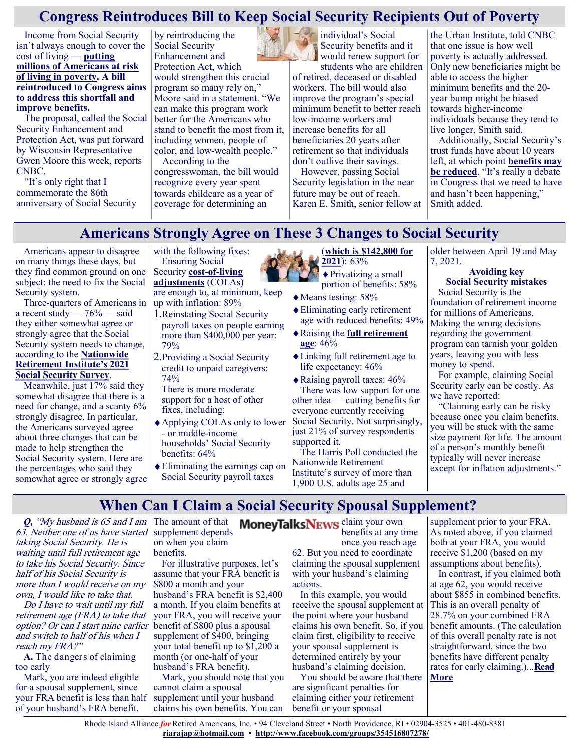# Congress Reintroduces Bill to Keep Social Security Recipients Out of Poverty

Income from Social Security isn't always enough to cover the cost of living — **putting millions of Americans at risk of living in poverty. A bill reintroduced to Congress aims to address this shortfall and improve benefits.**

The proposal, called the Social Security Enhancement and Protection Act, was put forward by Wisconsin Representative Gwen Moore this week, reports CNBC.

"It's only right that I commemorate the 86th anniversary of Social Security by reintroducing the Social Security Enhancement and Protection Act, which would strengthen this crucial program so many rely on," Moore said in a statement. "We can make this program work better for the Americans who stand to benefit the most from it, including women, people of color, and low-wealth people."

According to the congresswoman, the bill would recognize every year spent towards childcare as a year of coverage for determining an individual's Social Security benefits and it would renew support for students who are children of retired, deceased or disabled workers. The bill would also improve the program's special minimum benefit to better reach low-income workers and increase benefits for all beneficiaries 20 years after retirement so that individuals don't outlive their savings.

However, passing Social Security legislation in the near future may be out of reach. Karen E. Smith, senior fellow at the Urban Institute, told CNBC that one issue is how well poverty is actually addressed. Only new beneficiaries might be able to access the higher minimum benefits and the 20-year bump might be biased towards higher-income individuals because they tend to live longer, Smith said.

Additionally, Social Security's trust funds have about 10 years left, at which point **benefits may be reduced**. "It's really a debate in Congress that we need to have and hasn't been happening," Smith added.

# Americans Strongly Agree on These 3 Changes to Social Security

Americans appear to disagree on many things these days, but they find common ground on one subject: the need to fix the Social Security system.

Three-quarters of Americans in a recent study — 76% — said they either somewhat agree or strongly agree that the Social Security system needs to change, according to the **Nationwide Retirement Institute's 2021 Social Security Survey**.

Meanwhile, just 17% said they somewhat disagree that there is a need for change, and a scanty 6% strongly disagree. In particular, the Americans surveyed agree about three changes that can be made to help strengthen the Social Security system. Here are the percentages who said they somewhat agree or strongly agree with the following fixes:

Ensuring Social Security **cost-of-living adjustments** (COLAs) are enough to, at minimum, keep up with inflation: 89%

1. Reinstating Social Security payroll taxes on people earning more than $400,000 per year: 79%
2. Providing a Social Security credit to unpaid caregivers: 74%

There is more moderate support for a host of other fixes, including:

- Applying COLAs only to lower - or middle-income households' Social Security benefits: 64%
- Eliminating the earnings cap on Social Security payroll taxes (**which is $142,800 for 2021**): 63%
- Privatizing a small portion of benefits: 58%
- Means testing: 58%
- Eliminating early retirement age with reduced benefits: 49%
- Raising the **full retirement age**: 46%
- Linking full retirement age to life expectancy: 46%
- Raising payroll taxes: 46%

There was low support for one other idea — cutting benefits for everyone currently receiving Social Security. Not surprisingly, just 21% of survey respondents supported it.

The Harris Poll conducted the Nationwide Retirement Institute's survey of more than 1,900 U.S. adults age 25 and older between April 19 and May 7, 2021.

**Avoiding key Social Security mistakes**

Social Security is the foundation of retirement income for millions of Americans. Making the wrong decisions regarding the government program can tarnish your golden years, leaving you with less money to spend.

For example, claiming Social Security early can be costly. As we have reported:

"Claiming early can be risky because once you claim benefits, you will be stuck with the same size payment for life. The amount of a person's monthly benefit typically will never increase except for inflation adjustments."

# When Can I Claim a Social Security Spousal Supplement?

***Q**, "My husband is 65 and I am 63. Neither one of us have started taking Social Security. He is waiting until full retirement age to take his Social Security. Since half of his Social Security is more than I would receive on my own, I would like to take that.*

*Do I have to wait until my full retirement age (FRA) to take that option? Or can I start mine earlier and switch to half of his when I reach my FRA?"*

**A.** The dangers of claiming too early

Mark, you are indeed eligible for a spousal supplement, since your FRA benefit is less than half of your husband's FRA benefit. The amount of that supplement depends on when you claim benefits.

For illustrative purposes, let's assume that your FRA benefit is $800 a month and your husband's FRA benefit is $2,400 a month. If you claim benefits at your FRA, you will receive your benefit of $800 plus a spousal supplement of $400, bringing your total benefit up to $1,200 a month (or one-half of your husband's FRA benefit).

Mark, you should note that you cannot claim a spousal supplement until your husband claims his own benefits. You can claim your own benefits at any time once you reach age 62. But you need to coordinate claiming the spousal supplement with your husband's claiming actions.

In this example, you would receive the spousal supplement at the point where your husband claims his own benefit. So, if you claim first, eligibility to receive your spousal supplement is determined entirely by your husband's claiming decision.

You should be aware that there are significant penalties for claiming either your retirement benefit or your spousal supplement prior to your FRA. As noted above, if you claimed both at your FRA, you would receive $1,200 (based on my assumptions about benefits).

In contrast, if you claimed both at age 62, you would receive about $855 in combined benefits. This is an overall penalty of 28.7% on your combined FRA benefit amounts. (The calculation of this overall penalty rate is not straightforward, since the two benefits have different penalty rates for early claiming.)...**Read More**

Rhode Island Alliance *for* Retired Americans, Inc. • 94 Cleveland Street • North Providence, RI • 02904-3525 • 401-480-8381
**riarajap@hotmail.com** • **http://www.facebook.com/groups/354516807278/**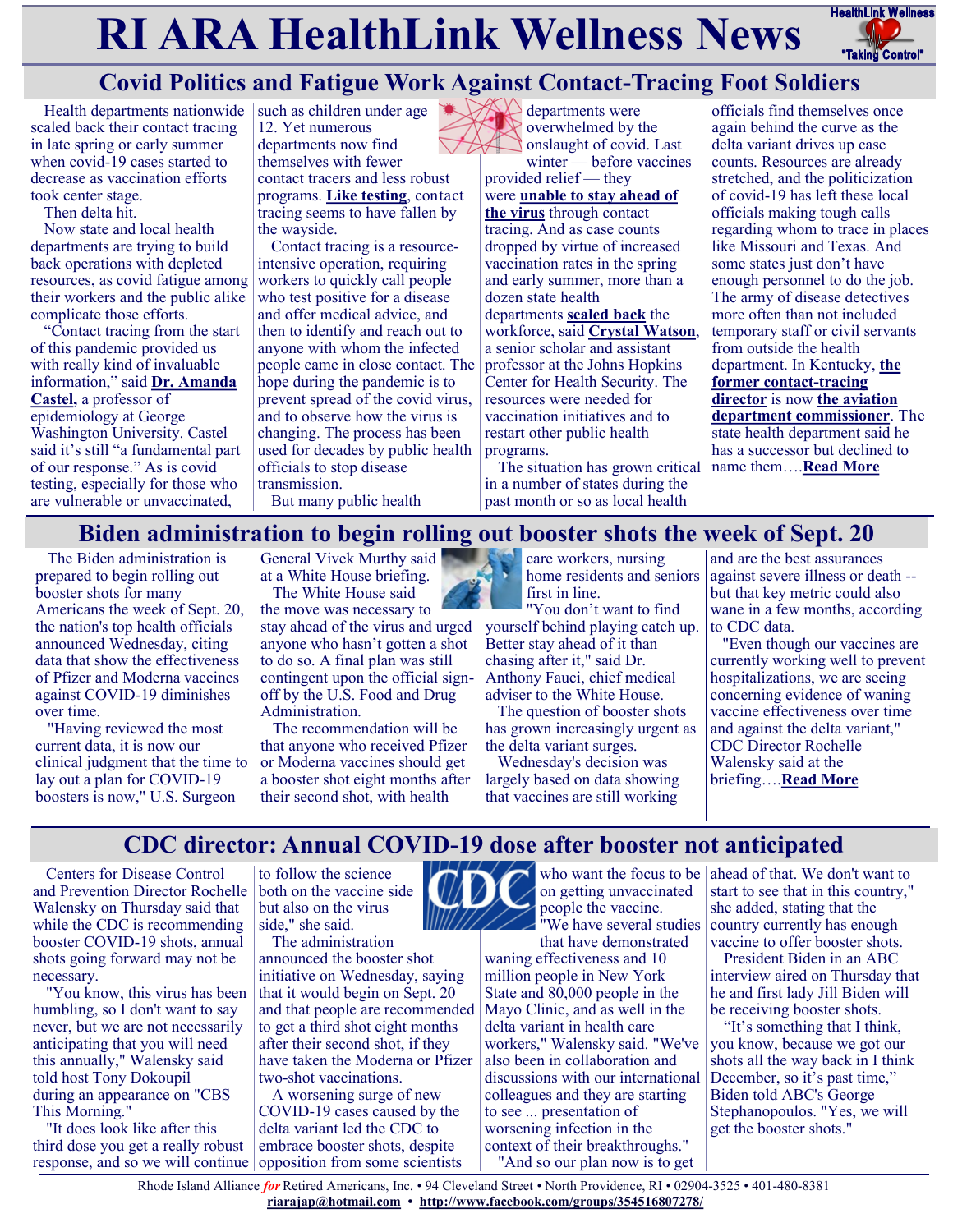# RI ARA HealthLink Wellness News

## Covid Politics and Fatigue Work Against Contact-Tracing Foot Soldiers

Health departments nationwide scaled back their contact tracing in late spring or early summer when covid-19 cases started to decrease as vaccination efforts took center stage.

Then delta hit.

Now state and local health departments are trying to build back operations with depleted resources, as covid fatigue among their workers and the public alike complicate those efforts.

"Contact tracing from the start of this pandemic provided us with really kind of invaluable information," said **Dr. Amanda Castel,** a professor of epidemiology at George Washington University. Castel said it's still "a fundamental part of our response." As is covid testing, especially for those who are vulnerable or unvaccinated, such as children under age 12. Yet numerous departments now find themselves with fewer contact tracers and less robust programs. **Like testing**, contact tracing seems to have fallen by the wayside.

Contact tracing is a resource-intensive operation, requiring workers to quickly call people who test positive for a disease and offer medical advice, and then to identify and reach out to anyone with whom the infected people came in close contact. The hope during the pandemic is to prevent spread of the covid virus, and to observe how the virus is changing. The process has been used for decades by public health officials to stop disease transmission.

But many public health departments were overwhelmed by the onslaught of covid. Last winter — before vaccines provided relief — they were **unable to stay ahead of the virus** through contact tracing. And as case counts dropped by virtue of increased vaccination rates in the spring and early summer, more than a dozen state health departments **scaled back** the workforce, said **Crystal Watson**, a senior scholar and assistant professor at the Johns Hopkins Center for Health Security. The resources were needed for vaccination initiatives and to restart other public health programs.

The situation has grown critical in a number of states during the past month or so as local health officials find themselves once again behind the curve as the delta variant drives up case counts. Resources are already stretched, and the politicization of covid-19 has left these local officials making tough calls regarding whom to trace in places like Missouri and Texas. And some states just don't have enough personnel to do the job. The army of disease detectives more often than not included temporary staff or civil servants from outside the health department. In Kentucky, **the former contact-tracing director** is now **the aviation department commissioner**. The state health department said he has a successor but declined to name them….**Read More**

## Biden administration to begin rolling out booster shots the week of Sept. 20

The Biden administration is prepared to begin rolling out booster shots for many Americans the week of Sept. 20, the nation's top health officials announced Wednesday, citing data that show the effectiveness of Pfizer and Moderna vaccines against COVID-19 diminishes over time.

"Having reviewed the most current data, it is now our clinical judgment that the time to lay out a plan for COVID-19 boosters is now," U.S. Surgeon General Vivek Murthy said at a White House briefing.

The White House said the move was necessary to stay ahead of the virus and urged anyone who hasn't gotten a shot to do so. A final plan was still contingent upon the official sign-off by the U.S. Food and Drug Administration.

The recommendation will be that anyone who received Pfizer or Moderna vaccines should get a booster shot eight months after their second shot, with health care workers, nursing home residents and seniors first in line.

"You don't want to find yourself behind playing catch up. Better stay ahead of it than chasing after it," said Dr. Anthony Fauci, chief medical adviser to the White House.

The question of booster shots has grown increasingly urgent as the delta variant surges.

Wednesday's decision was largely based on data showing that vaccines are still working and are the best assurances against severe illness or death -- but that key metric could also wane in a few months, according to CDC data.

"Even though our vaccines are currently working well to prevent hospitalizations, we are seeing concerning evidence of waning vaccine effectiveness over time and against the delta variant," CDC Director Rochelle Walensky said at the briefing….**Read More**

## CDC director: Annual COVID-19 dose after booster not anticipated

Centers for Disease Control and Prevention Director Rochelle Walensky on Thursday said that while the CDC is recommending booster COVID-19 shots, annual shots going forward may not be necessary.

"You know, this virus has been humbling, so I don't want to say never, but we are not necessarily anticipating that you will need this annually," Walensky said told host Tony Dokoupil during an appearance on "CBS This Morning."

"It does look like after this third dose you get a really robust response, and so we will continue to follow the science both on the vaccine side but also on the virus side," she said.

The administration announced the booster shot initiative on Wednesday, saying that it would begin on Sept. 20 and that people are recommended to get a third shot eight months after their second shot, if they have taken the Moderna or Pfizer two-shot vaccinations.

A worsening surge of new COVID-19 cases caused by the delta variant led the CDC to embrace booster shots, despite opposition from some scientists who want the focus to be on getting unvaccinated people the vaccine.

"We have several studies that have demonstrated waning effectiveness and 10 million people in New York State and 80,000 people in the Mayo Clinic, and as well in the delta variant in health care workers," Walensky said. "We've also been in collaboration and discussions with our international colleagues and they are starting to see ... presentation of worsening infection in the context of their breakthroughs."

"And so our plan now is to get ahead of that. We don't want to start to see that in this country," she added, stating that the country currently has enough vaccine to offer booster shots.

President Biden in an ABC interview aired on Thursday that he and first lady Jill Biden will be receiving booster shots.

"It's something that I think, you know, because we got our shots all the way back in I think December, so it's past time," Biden told ABC's George Stephanopoulos. "Yes, we will get the booster shots."

Rhode Island Alliance *for* Retired Americans, Inc. • 94 Cleveland Street • North Providence, RI • 02904-3525 • 401-480-8381
**riarajap@hotmail.com** • **http://www.facebook.com/groups/354516807278/**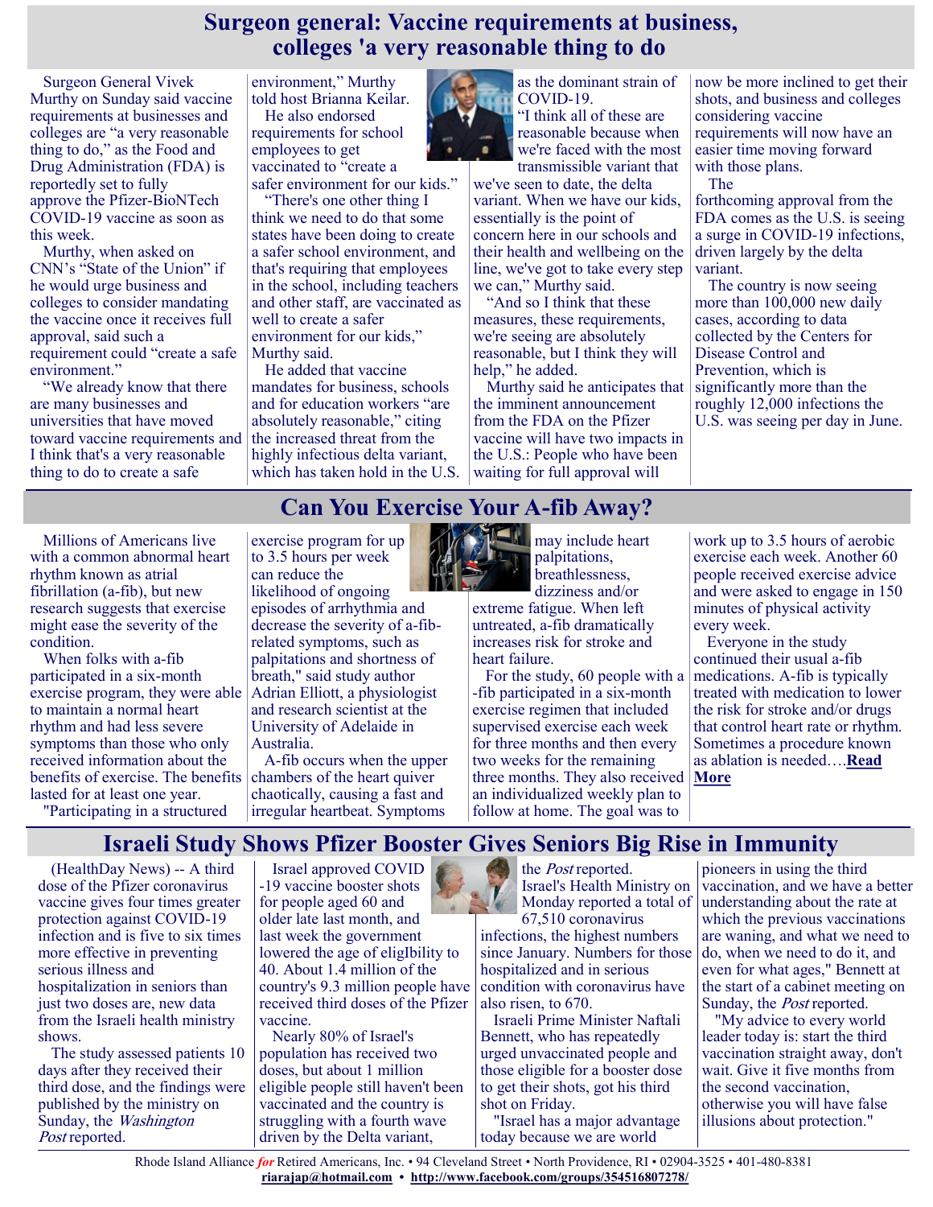# Surgeon general: Vaccine requirements at business, colleges 'a very reasonable thing to do

Surgeon General Vivek Murthy on Sunday said vaccine requirements at businesses and colleges are "a very reasonable thing to do," as the Food and Drug Administration (FDA) is reportedly set to fully approve the Pfizer-BioNTech COVID-19 vaccine as soon as this week.

Murthy, when asked on CNN's "State of the Union" if he would urge business and colleges to consider mandating the vaccine once it receives full approval, said such a requirement could "create a safe environment."

"We already know that there are many businesses and universities that have moved toward vaccine requirements and I think that's a very reasonable thing to do to create a safe environment," Murthy told host Brianna Keilar.

He also endorsed requirements for school employees to get vaccinated to "create a safer environment for our kids."

"There's one other thing I think we need to do that some states have been doing to create a safer school environment, and that's requiring that employees in the school, including teachers and other staff, are vaccinated as well to create a safer environment for our kids," Murthy said.

He added that vaccine mandates for business, schools and for education workers "are absolutely reasonable," citing the increased threat from the highly infectious delta variant, which has taken hold in the U.S. as the dominant strain of COVID-19.

"I think all of these are reasonable because when we're faced with the most transmissible variant that we've seen to date, the delta variant. When we have our kids, essentially is the point of concern here in our schools and their health and wellbeing on the line, we've got to take every step we can," Murthy said.

"And so I think that these measures, these requirements, we're seeing are absolutely reasonable, but I think they will help," he added.

Murthy said he anticipates that the imminent announcement from the FDA on the Pfizer vaccine will have two impacts in the U.S.: People who have been waiting for full approval will now be more inclined to get their shots, and business and colleges considering vaccine requirements will now have an easier time moving forward with those plans.

The forthcoming approval from the FDA comes as the U.S. is seeing a surge in COVID-19 infections, driven largely by the delta variant.

The country is now seeing more than 100,000 new daily cases, according to data collected by the Centers for Disease Control and Prevention, which is significantly more than the roughly 12,000 infections the U.S. was seeing per day in June.

# Can You Exercise Your A-fib Away?

Millions of Americans live with a common abnormal heart rhythm known as atrial fibrillation (a-fib), but new research suggests that exercise might ease the severity of the condition.

When folks with a-fib participated in a six-month exercise program, they were able to maintain a normal heart rhythm and had less severe symptoms than those who only received information about the benefits of exercise. The benefits lasted for at least one year.

"Participating in a structured exercise program for up to 3.5 hours per week can reduce the likelihood of ongoing episodes of arrhythmia and decrease the severity of a-fib-related symptoms, such as palpitations and shortness of breath," said study author Adrian Elliott, a physiologist and research scientist at the University of Adelaide in Australia.

A-fib occurs when the upper chambers of the heart quiver chaotically, causing a fast and irregular heartbeat. Symptoms may include heart palpitations, breathlessness, dizziness and/or extreme fatigue. When left untreated, a-fib dramatically increases risk for stroke and heart failure.

For the study, 60 people with a-fib participated in a six-month exercise regimen that included supervised exercise each week for three months and then every two weeks for the remaining three months. They also received an individualized weekly plan to follow at home. The goal was to work up to 3.5 hours of aerobic exercise each week. Another 60 people received exercise advice and were asked to engage in 150 minutes of physical activity every week.

Everyone in the study continued their usual a-fib medications. A-fib is typically treated with medication to lower the risk for stroke and/or drugs that control heart rate or rhythm. Sometimes a procedure known as ablation is needed….**Read More**

# Israeli Study Shows Pfizer Booster Gives Seniors Big Rise in Immunity

(HealthDay News) -- A third dose of the Pfizer coronavirus vaccine gives four times greater protection against COVID-19 infection and is five to six times more effective in preventing serious illness and hospitalization in seniors than just two doses are, new data from the Israeli health ministry shows.

The study assessed patients 10 days after they received their third dose, and the findings were published by the ministry on Sunday, the *Washington Post* reported.

Israel approved COVID-19 vaccine booster shots for people aged 60 and older late last month, and last week the government lowered the age of eligIbility to 40. About 1.4 million of the country's 9.3 million people have received third doses of the Pfizer vaccine.

Nearly 80% of Israel's population has received two doses, but about 1 million eligible people still haven't been vaccinated and the country is struggling with a fourth wave driven by the Delta variant, the *Post* reported. Israel's Health Ministry on Monday reported a total of 67,510 coronavirus infections, the highest numbers since January. Numbers for those hospitalized and in serious condition with coronavirus have also risen, to 670.

Israeli Prime Minister Naftali Bennett, who has repeatedly urged unvaccinated people and those eligible for a booster dose to get their shots, got his third shot on Friday.

"Israel has a major advantage today because we are world pioneers in using the third vaccination, and we have a better understanding about the rate at which the previous vaccinations are waning, and what we need to do, when we need to do it, and even for what ages," Bennett at the start of a cabinet meeting on Sunday, the *Post* reported.

"My advice to every world leader today is: start the third vaccination straight away, don't wait. Give it five months from the second vaccination, otherwise you will have false illusions about protection."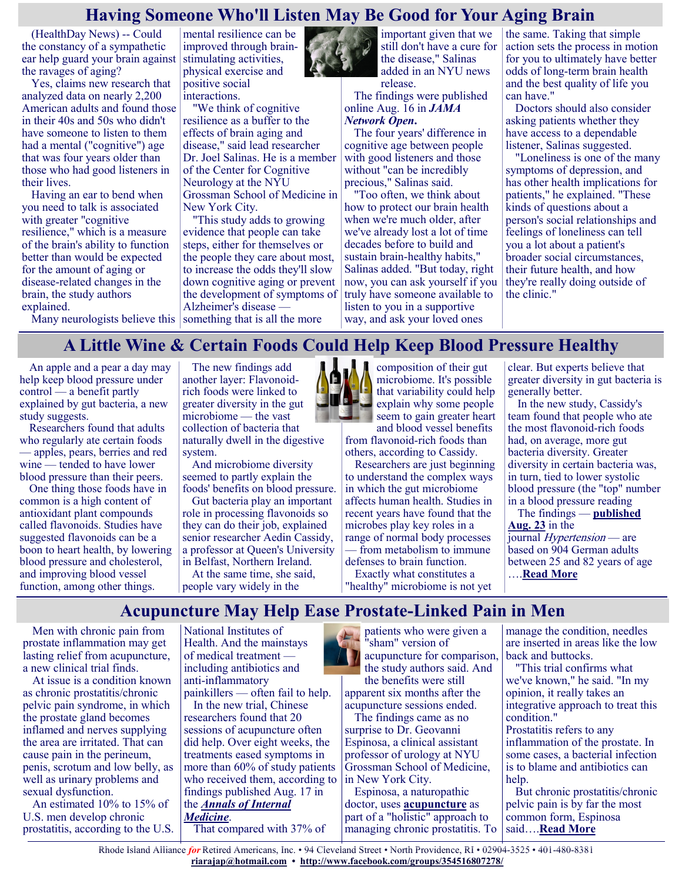# Having Someone Who'll Listen May Be Good for Your Aging Brain

(HealthDay News) -- Could the constancy of a sympathetic ear help guard your brain against the ravages of aging?

Yes, claims new research that analyzed data on nearly 2,200 American adults and found those in their 40s and 50s who didn't have someone to listen to them had a mental ("cognitive") age that was four years older than those who had good listeners in their lives.

Having an ear to bend when you need to talk is associated with greater "cognitive resilience," which is a measure of the brain's ability to function better than would be expected for the amount of aging or disease-related changes in the brain, the study authors explained.

Many neurologists believe this mental resilience can be improved through brain-stimulating activities, physical exercise and positive social interactions.

"We think of cognitive resilience as a buffer to the effects of brain aging and disease," said lead researcher Dr. Joel Salinas. He is a member of the Center for Cognitive Neurology at the NYU Grossman School of Medicine in New York City.

"This study adds to growing evidence that people can take steps, either for themselves or the people they care about most, to increase the odds they'll slow down cognitive aging or prevent the development of symptoms of Alzheimer's disease — something that is all the more important given that we still don't have a cure for the disease," Salinas added in an NYU news release.

The findings were published online Aug. 16 in ***JAMA Network Open***.

The four years' difference in cognitive age between people with good listeners and those without "can be incredibly precious," Salinas said.

"Too often, we think about how to protect our brain health when we're much older, after we've already lost a lot of time decades before to build and sustain brain-healthy habits," Salinas added. "But today, right now, you can ask yourself if you truly have someone available to listen to you in a supportive way, and ask your loved ones the same. Taking that simple action sets the process in motion for you to ultimately have better odds of long-term brain health and the best quality of life you can have."

Doctors should also consider asking patients whether they have access to a dependable listener, Salinas suggested.

"Loneliness is one of the many symptoms of depression, and has other health implications for patients," he explained. "These kinds of questions about a person's social relationships and feelings of loneliness can tell you a lot about a patient's broader social circumstances, their future health, and how they're really doing outside of the clinic."

# A Little Wine & Certain Foods Could Help Keep Blood Pressure Healthy

An apple and a pear a day may help keep blood pressure under control — a benefit partly explained by gut bacteria, a new study suggests.

Researchers found that adults who regularly ate certain foods — apples, pears, berries and red wine — tended to have lower blood pressure than their peers.

One thing those foods have in common is a high content of antioxidant plant compounds called flavonoids. Studies have suggested flavonoids can be a boon to heart health, by lowering blood pressure and cholesterol, and improving blood vessel function, among other things.

The new findings add another layer: Flavonoid-rich foods were linked to greater diversity in the gut microbiome — the vast collection of bacteria that naturally dwell in the digestive system.

And microbiome diversity seemed to partly explain the foods' benefits on blood pressure.

Gut bacteria play an important role in processing flavonoids so they can do their job, explained senior researcher Aedin Cassidy, a professor at Queen's University in Belfast, Northern Ireland.

At the same time, she said, people vary widely in the composition of their gut microbiome. It's possible that variability could help explain why some people seem to gain greater heart and blood vessel benefits from flavonoid-rich foods than others, according to Cassidy.

Researchers are just beginning to understand the complex ways in which the gut microbiome affects human health. Studies in recent years have found that the microbes play key roles in a range of normal body processes — from metabolism to immune defenses to brain function.

Exactly what constitutes a "healthy" microbiome is not yet clear. But experts believe that greater diversity in gut bacteria is generally better.

In the new study, Cassidy's team found that people who ate the most flavonoid-rich foods had, on average, more gut bacteria diversity. Greater diversity in certain bacteria was, in turn, tied to lower systolic blood pressure (the "top" number in a blood pressure reading

The findings — **published Aug. 23** in the journal *Hypertension* — are based on 904 German adults between 25 and 82 years of age ….**Read More**

# Acupuncture May Help Ease Prostate-Linked Pain in Men

Men with chronic pain from prostate inflammation may get lasting relief from acupuncture, a new clinical trial finds.

At issue is a condition known as chronic prostatitis/chronic pelvic pain syndrome, in which the prostate gland becomes inflamed and nerves supplying the area are irritated. That can cause pain in the perineum, penis, scrotum and low belly, as well as urinary problems and sexual dysfunction.

An estimated 10% to 15% of U.S. men develop chronic prostatitis, according to the U.S. National Institutes of Health. And the mainstays of medical treatment — including antibiotics and anti-inflammatory painkillers — often fail to help.

In the new trial, Chinese researchers found that 20 sessions of acupuncture often did help. Over eight weeks, the treatments eased symptoms in more than 60% of study patients who received them, according to findings published Aug. 17 in the ***Annals of Internal Medicine***.

That compared with 37% of patients who were given a "sham" version of acupuncture for comparison, the study authors said. And the benefits were still apparent six months after the acupuncture sessions ended.

The findings came as no surprise to Dr. Geovanni Espinosa, a clinical assistant professor of urology at NYU Grossman School of Medicine, in New York City.

Espinosa, a naturopathic doctor, uses **acupuncture** as part of a "holistic" approach to managing chronic prostatitis. To manage the condition, needles are inserted in areas like the low back and buttocks.

"This trial confirms what we've known," he said. "In my opinion, it really takes an integrative approach to treat this condition."

Prostatitis refers to any inflammation of the prostate. In some cases, a bacterial infection is to blame and antibiotics can help.

But chronic prostatitis/chronic pelvic pain is by far the most common form, Espinosa said….**Read More**

Rhode Island Alliance *for* Retired Americans, Inc. • 94 Cleveland Street • North Providence, RI • 02904-3525 • 401-480-8381
**riarajap@hotmail.com** • **http://www.facebook.com/groups/354516807278/**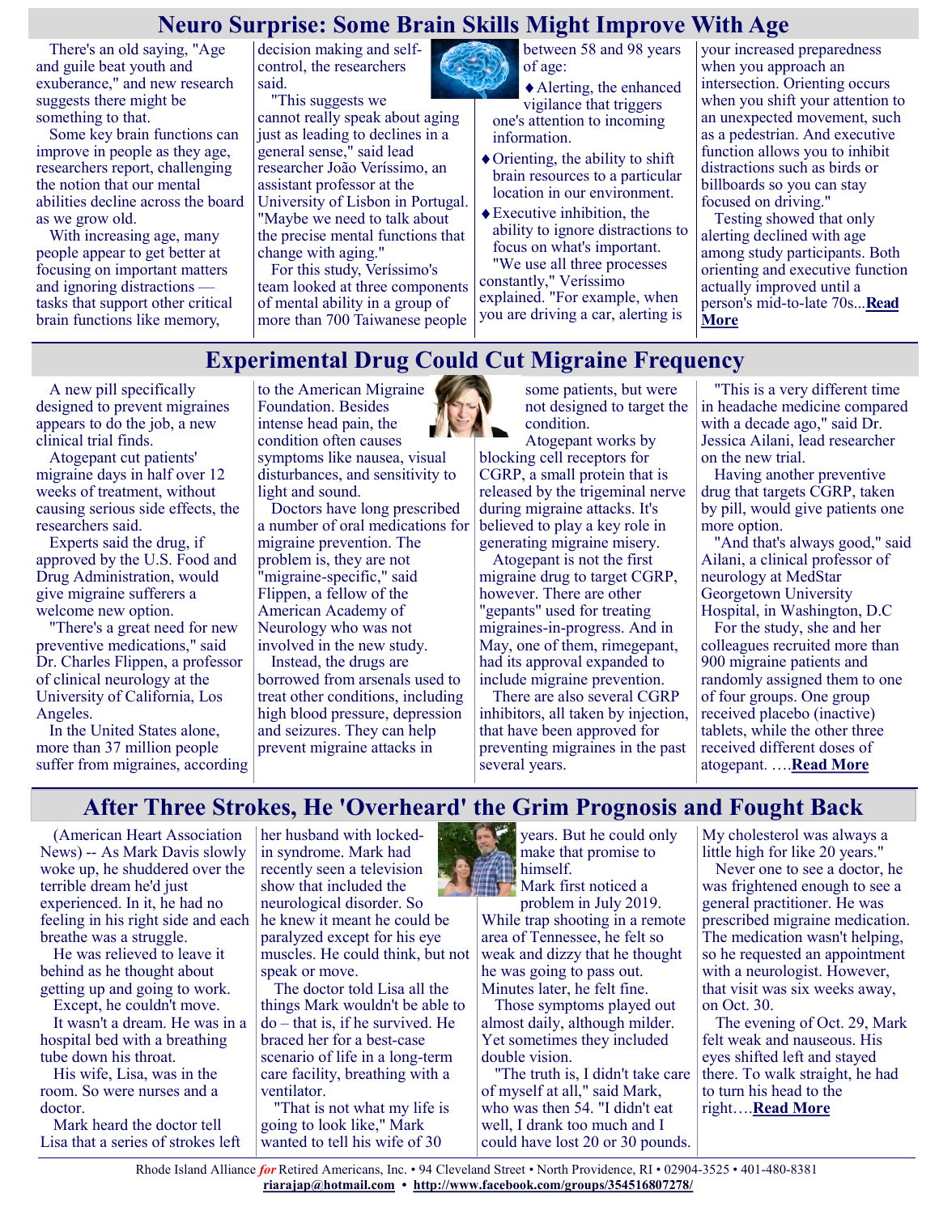# Neuro Surprise: Some Brain Skills Might Improve With Age

There's an old saying, "Age and guile beat youth and exuberance," and new research suggests there might be something to that.

Some key brain functions can improve in people as they age, researchers report, challenging the notion that our mental abilities decline across the board as we grow old.

With increasing age, many people appear to get better at focusing on important matters and ignoring distractions — tasks that support other critical brain functions like memory, decision making and self-control, the researchers said.

"This suggests we cannot really speak about aging just as leading to declines in a general sense," said lead researcher João Veríssimo, an assistant professor at the University of Lisbon in Portugal. "Maybe we need to talk about the precise mental functions that change with aging."

For this study, Veríssimo's team looked at three components of mental ability in a group of more than 700 Taiwanese people between 58 and 98 years of age:

- Alerting, the enhanced vigilance that triggers one's attention to incoming information.
- Orienting, the ability to shift brain resources to a particular location in our environment.
- Executive inhibition, the ability to ignore distractions to focus on what's important.

"We use all three processes constantly," Veríssimo explained. "For example, when you are driving a car, alerting is your increased preparedness when you approach an intersection. Orienting occurs when you shift your attention to an unexpected movement, such as a pedestrian. And executive function allows you to inhibit distractions such as birds or billboards so you can stay focused on driving."

Testing showed that only alerting declined with age among study participants. Both orienting and executive function actually improved until a person's mid-to-late 70s...**Read More**

# Experimental Drug Could Cut Migraine Frequency

A new pill specifically designed to prevent migraines appears to do the job, a new clinical trial finds.

Atogepant cut patients' migraine days in half over 12 weeks of treatment, without causing serious side effects, the researchers said.

Experts said the drug, if approved by the U.S. Food and Drug Administration, would give migraine sufferers a welcome new option.

"There's a great need for new preventive medications," said Dr. Charles Flippen, a professor of clinical neurology at the University of California, Los Angeles.

In the United States alone, more than 37 million people suffer from migraines, according to the American Migraine Foundation. Besides intense head pain, the condition often causes symptoms like nausea, visual disturbances, and sensitivity to light and sound.

Doctors have long prescribed a number of oral medications for migraine prevention. The problem is, they are not "migraine-specific," said Flippen, a fellow of the American Academy of Neurology who was not involved in the new study.

Instead, the drugs are borrowed from arsenals used to treat other conditions, including high blood pressure, depression and seizures. They can help prevent migraine attacks in some patients, but were not designed to target the condition.

Atogepant works by blocking cell receptors for CGRP, a small protein that is released by the trigeminal nerve during migraine attacks. It's believed to play a key role in generating migraine misery.

Atogepant is not the first migraine drug to target CGRP, however. There are other "gepants" used for treating migraines-in-progress. And in May, one of them, rimegepant, had its approval expanded to include migraine prevention.

There are also several CGRP inhibitors, all taken by injection, that have been approved for preventing migraines in the past several years.

"This is a very different time in headache medicine compared with a decade ago," said Dr. Jessica Ailani, lead researcher on the new trial.

Having another preventive drug that targets CGRP, taken by pill, would give patients one more option.

"And that's always good," said Ailani, a clinical professor of neurology at MedStar Georgetown University Hospital, in Washington, D.C

For the study, she and her colleagues recruited more than 900 migraine patients and randomly assigned them to one of four groups. One group received placebo (inactive) tablets, while the other three received different doses of atogepant. ….**Read More**

# After Three Strokes, He 'Overheard' the Grim Prognosis and Fought Back

(American Heart Association News) -- As Mark Davis slowly woke up, he shuddered over the terrible dream he'd just experienced. In it, he had no feeling in his right side and each breathe was a struggle.

He was relieved to leave it behind as he thought about getting up and going to work.

Except, he couldn't move.

It wasn't a dream. He was in a hospital bed with a breathing tube down his throat.

His wife, Lisa, was in the room. So were nurses and a doctor.

Mark heard the doctor tell Lisa that a series of strokes left her husband with locked-in syndrome. Mark had recently seen a television show that included the neurological disorder. So he knew it meant he could be paralyzed except for his eye muscles. He could think, but not speak or move.

The doctor told Lisa all the things Mark wouldn't be able to do – that is, if he survived. He braced her for a best-case scenario of life in a long-term care facility, breathing with a ventilator.

"That is not what my life is going to look like," Mark wanted to tell his wife of 30 years. But he could only make that promise to himself.

Mark first noticed a problem in July 2019. While trap shooting in a remote area of Tennessee, he felt so weak and dizzy that he thought he was going to pass out. Minutes later, he felt fine.

Those symptoms played out almost daily, although milder. Yet sometimes they included double vision.

"The truth is, I didn't take care of myself at all," said Mark, who was then 54. "I didn't eat well, I drank too much and I could have lost 20 or 30 pounds. My cholesterol was always a little high for like 20 years."

Never one to see a doctor, he was frightened enough to see a general practitioner. He was prescribed migraine medication. The medication wasn't helping, so he requested an appointment with a neurologist. However, that visit was six weeks away, on Oct. 30.

The evening of Oct. 29, Mark felt weak and nauseous. His eyes shifted left and stayed there. To walk straight, he had to turn his head to the right….**Read More**

Rhode Island Alliance *for* Retired Americans, Inc. • 94 Cleveland Street • North Providence, RI • 02904-3525 • 401-480-8381
**riarajap@hotmail.com** • **http://www.facebook.com/groups/354516807278/**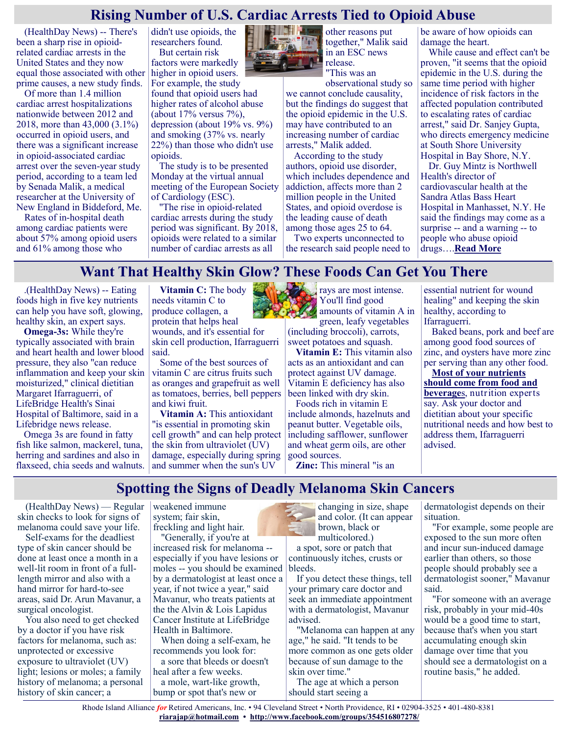# Rising Number of U.S. Cardiac Arrests Tied to Opioid Abuse

(HealthDay News) -- There's been a sharp rise in opioid-related cardiac arrests in the United States and they now equal those associated with other prime causes, a new study finds.

Of more than 1.4 million cardiac arrest hospitalizations nationwide between 2012 and 2018, more than 43,000 (3.1%) occurred in opioid users, and there was a significant increase in opioid-associated cardiac arrest over the seven-year study period, according to a team led by Senada Malik, a medical researcher at the University of New England in Biddeford, Me.

Rates of in-hospital death among cardiac patients were about 57% among opioid users and 61% among those who didn't use opioids, the researchers found.

But certain risk factors were markedly higher in opioid users. For example, the study found that opioid users had higher rates of alcohol abuse (about 17% versus 7%), depression (about 19% vs. 9%) and smoking (37% vs. nearly 22%) than those who didn't use opioids.

The study is to be presented Monday at the virtual annual meeting of the European Society of Cardiology (ESC).

"The rise in opioid-related cardiac arrests during the study period was significant. By 2018, opioids were related to a similar number of cardiac arrests as all other reasons put together," Malik said in an ESC news release.

"This was an observational study so we cannot conclude causality, but the findings do suggest that the opioid epidemic in the U.S. may have contributed to an increasing number of cardiac arrests," Malik added.

According to the study authors, opioid use disorder, which includes dependence and addiction, affects more than 2 million people in the United States, and opioid overdose is the leading cause of death among those ages 25 to 64.

Two experts unconnected to the research said people need to be aware of how opioids can damage the heart.

While cause and effect can't be proven, "it seems that the opioid epidemic in the U.S. during the same time period with higher incidence of risk factors in the affected population contributed to escalating rates of cardiac arrest," said Dr. Sanjey Gupta, who directs emergency medicine at South Shore University Hospital in Bay Shore, N.Y.

Dr. Guy Mintz is Northwell Health's director of cardiovascular health at the Sandra Atlas Bass Heart Hospital in Manhasset, N.Y. He said the findings may come as a surprise -- and a warning -- to people who abuse opioid drugs….**Read More**

# Want That Healthy Skin Glow? These Foods Can Get You There

.(HealthDay News) -- Eating foods high in five key nutrients can help you have soft, glowing, healthy skin, an expert says.

**Omega-3s:** While they're typically associated with brain and heart health and lower blood pressure, they also "can reduce inflammation and keep your skin moisturized," clinical dietitian Margaret Ifarraguerri, of LifeBridge Health's Sinai Hospital of Baltimore, said in a Lifebridge news release.

Omega 3s are found in fatty fish like salmon, mackerel, tuna, herring and sardines and also in flaxseed, chia seeds and walnuts.

**Vitamin C:** The body needs vitamin C to produce collagen, a protein that helps heal wounds, and it's essential for skin cell production, Ifarraguerri said.

Some of the best sources of vitamin C are citrus fruits such as oranges and grapefruit as well as tomatoes, berries, bell peppers and kiwi fruit.

**Vitamin A:** This antioxidant "is essential in promoting skin cell growth" and can help protect the skin from ultraviolet (UV) damage, especially during spring and summer when the sun's UV rays are most intense. You'll find good amounts of vitamin A in green, leafy vegetables (including broccoli), carrots, sweet potatoes and squash.

**Vitamin E:** This vitamin also acts as an antioxidant and can protect against UV damage. Vitamin E deficiency has also been linked with dry skin.

Foods rich in vitamin E include almonds, hazelnuts and peanut butter. Vegetable oils, including safflower, sunflower and wheat germ oils, are other good sources.

**Zinc:** This mineral "is an essential nutrient for wound healing" and keeping the skin healthy, according to Ifarraguerri.

Baked beans, pork and beef are among good food sources of zinc, and oysters have more zinc per serving than any other food.

**Most of your nutrients should come from food and beverages**, nutrition experts say. Ask your doctor and dietitian about your specific nutritional needs and how best to address them, Ifarraguerri advised.

# Spotting the Signs of Deadly Melanoma Skin Cancers

(HealthDay News) — Regular skin checks to look for signs of melanoma could save your life.

Self-exams for the deadliest type of skin cancer should be done at least once a month in a well-lit room in front of a full-length mirror and also with a hand mirror for hard-to-see areas, said Dr. Arun Mavanur, a surgical oncologist.

You also need to get checked by a doctor if you have risk factors for melanoma, such as: unprotected or excessive exposure to ultraviolet (UV) light; lesions or moles; a family history of melanoma; a personal history of skin cancer; a weakened immune system; fair skin, freckling and light hair.

"Generally, if you're at increased risk for melanoma -- especially if you have lesions or moles -- you should be examined by a dermatologist at least once a year, if not twice a year," said Mavanur, who treats patients at the the Alvin & Lois Lapidus Cancer Institute at LifeBridge Health in Baltimore.

When doing a self-exam, he recommends you look for:

a sore that bleeds or doesn't heal after a few weeks.

a mole, wart-like growth, bump or spot that's new or changing in size, shape and color. (It can appear brown, black or multicolored.)

a spot, sore or patch that continuously itches, crusts or bleeds.

If you detect these things, tell your primary care doctor and seek an immediate appointment with a dermatologist, Mavanur advised.

"Melanoma can happen at any age," he said. "It tends to be more common as one gets older because of sun damage to the skin over time."

The age at which a person should start seeing a dermatologist depends on their situation.

"For example, some people are exposed to the sun more often and incur sun-induced damage earlier than others, so those people should probably see a dermatologist sooner," Mavanur said.

"For someone with an average risk, probably in your mid-40s would be a good time to start, because that's when you start accumulating enough skin damage over time that you should see a dermatologist on a routine basis," he added.

Rhode Island Alliance *for* Retired Americans, Inc. • 94 Cleveland Street • North Providence, RI • 02904-3525 • 401-480-8381
riarajap@hotmail.com • http://www.facebook.com/groups/354516807278/